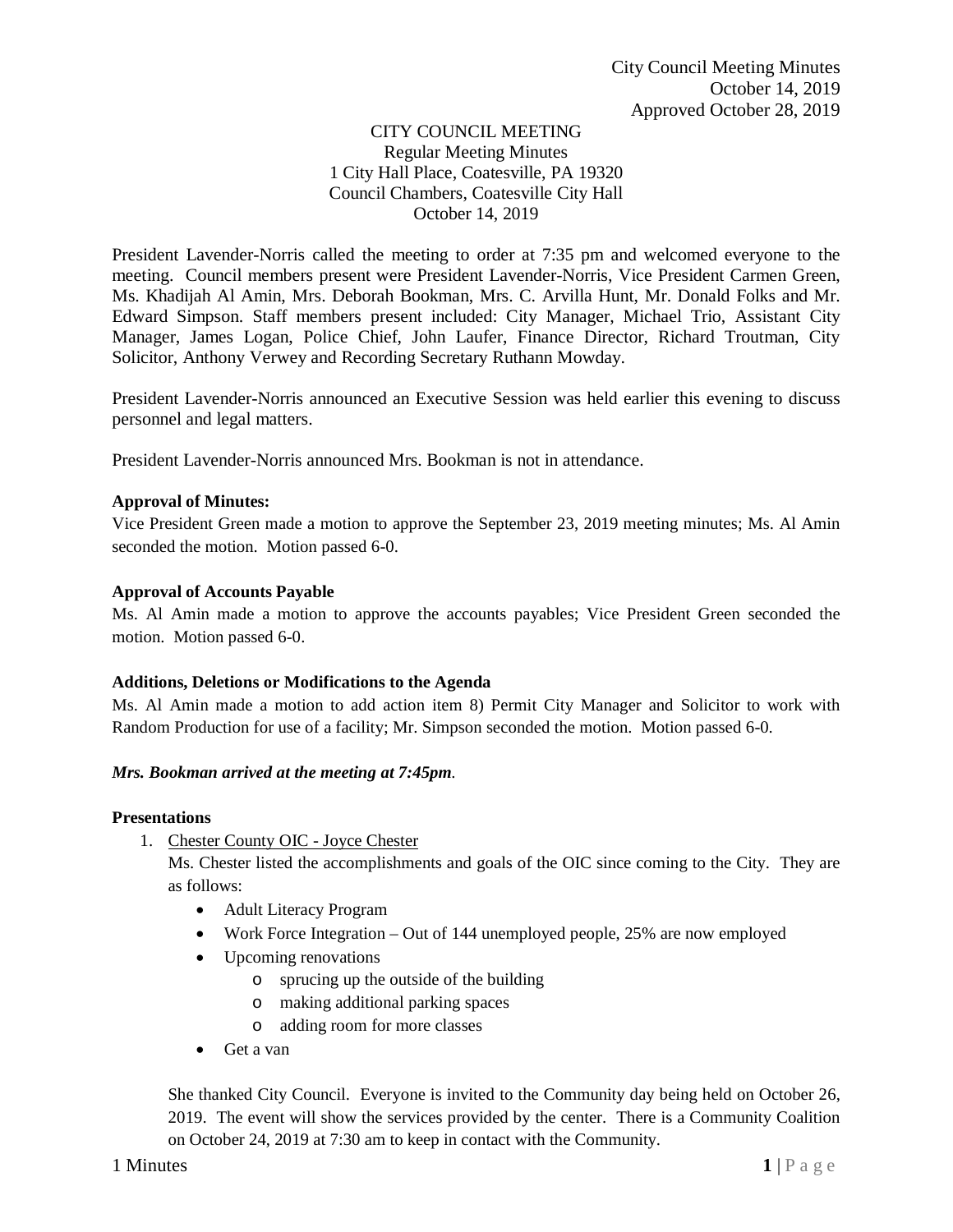City Council Meeting Minutes
October 14, 2019
Approved October 28, 2019

CITY COUNCIL MEETING
Regular Meeting Minutes
1 City Hall Place, Coatesville, PA 19320
Council Chambers, Coatesville City Hall
October 14, 2019

President Lavender-Norris called the meeting to order at 7:35 pm and welcomed everyone to the meeting. Council members present were President Lavender-Norris, Vice President Carmen Green, Ms. Khadijah Al Amin, Mrs. Deborah Bookman, Mrs. C. Arvilla Hunt, Mr. Donald Folks and Mr. Edward Simpson. Staff members present included: City Manager, Michael Trio, Assistant City Manager, James Logan, Police Chief, John Laufer, Finance Director, Richard Troutman, City Solicitor, Anthony Verwey and Recording Secretary Ruthann Mowday.

President Lavender-Norris announced an Executive Session was held earlier this evening to discuss personnel and legal matters.

President Lavender-Norris announced Mrs. Bookman is not in attendance.

**Approval of Minutes:**
Vice President Green made a motion to approve the September 23, 2019 meeting minutes; Ms. Al Amin seconded the motion. Motion passed 6-0.

**Approval of Accounts Payable**
Ms. Al Amin made a motion to approve the accounts payables; Vice President Green seconded the motion. Motion passed 6-0.

**Additions, Deletions or Modifications to the Agenda**
Ms. Al Amin made a motion to add action item 8) Permit City Manager and Solicitor to work with Random Production for use of a facility; Mr. Simpson seconded the motion. Motion passed 6-0.

***Mrs. Bookman arrived at the meeting at 7:45pm.***

**Presentations**

1. Chester County OIC - Joyce Chester
   Ms. Chester listed the accomplishments and goals of the OIC since coming to the City. They are as follows:
   - Adult Literacy Program
   - Work Force Integration – Out of 144 unemployed people, 25% are now employed
   - Upcoming renovations
     - sprucing up the outside of the building
     - making additional parking spaces
     - adding room for more classes
   - Get a van

   She thanked City Council. Everyone is invited to the Community day being held on October 26, 2019. The event will show the services provided by the center. There is a Community Coalition on October 24, 2019 at 7:30 am to keep in contact with the Community.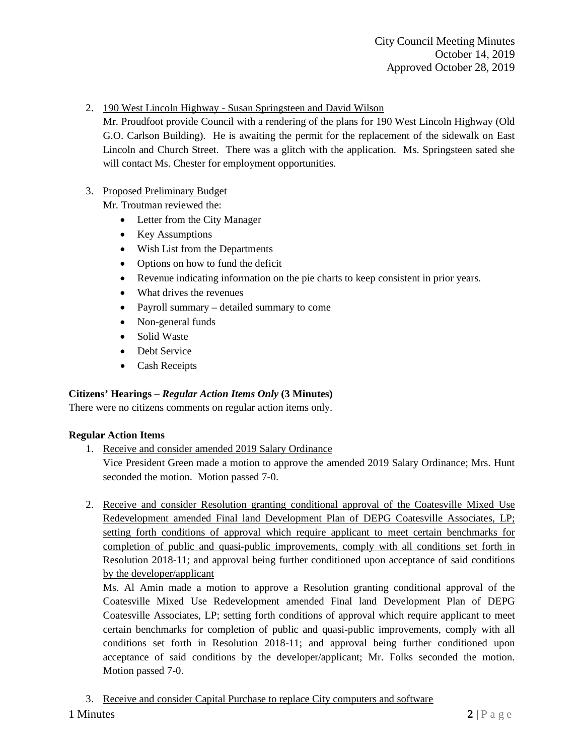2. 190 West Lincoln Highway - Susan Springsteen and David Wilson

   Mr. Proudfoot provide Council with a rendering of the plans for 190 West Lincoln Highway (Old G.O. Carlson Building). He is awaiting the permit for the replacement of the sidewalk on East Lincoln and Church Street. There was a glitch with the application. Ms. Springsteen sated she will contact Ms. Chester for employment opportunities.

3. Proposed Preliminary Budget

   Mr. Troutman reviewed the:

   - Letter from the City Manager
   - Key Assumptions
   - Wish List from the Departments
   - Options on how to fund the deficit
   - Revenue indicating information on the pie charts to keep consistent in prior years.
   - What drives the revenues
   - Payroll summary – detailed summary to come
   - Non-general funds
   - Solid Waste
   - Debt Service
   - Cash Receipts

**Citizens' Hearings – *Regular Action Items Only* (3 Minutes)**

There were no citizens comments on regular action items only.

**Regular Action Items**

1. Receive and consider amended 2019 Salary Ordinance

   Vice President Green made a motion to approve the amended 2019 Salary Ordinance; Mrs. Hunt seconded the motion. Motion passed 7-0.

2. Receive and consider Resolution granting conditional approval of the Coatesville Mixed Use Redevelopment amended Final land Development Plan of DEPG Coatesville Associates, LP; setting forth conditions of approval which require applicant to meet certain benchmarks for completion of public and quasi-public improvements, comply with all conditions set forth in Resolution 2018-11; and approval being further conditioned upon acceptance of said conditions by the developer/applicant

   Ms. Al Amin made a motion to approve a Resolution granting conditional approval of the Coatesville Mixed Use Redevelopment amended Final land Development Plan of DEPG Coatesville Associates, LP; setting forth conditions of approval which require applicant to meet certain benchmarks for completion of public and quasi-public improvements, comply with all conditions set forth in Resolution 2018-11; and approval being further conditioned upon acceptance of said conditions by the developer/applicant; Mr. Folks seconded the motion. Motion passed 7-0.

3. Receive and consider Capital Purchase to replace City computers and software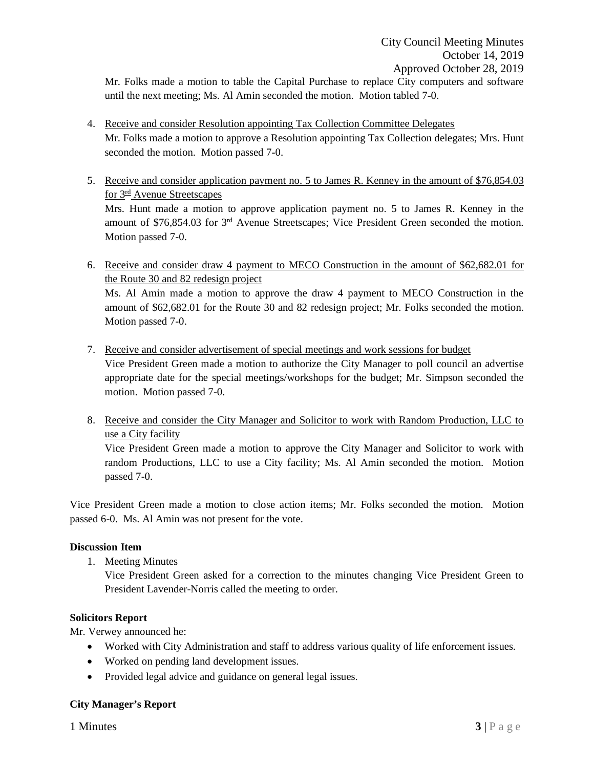Mr. Folks made a motion to table the Capital Purchase to replace City computers and software until the next meeting; Ms. Al Amin seconded the motion. Motion tabled 7-0.

4. Receive and consider Resolution appointing Tax Collection Committee Delegates
   Mr. Folks made a motion to approve a Resolution appointing Tax Collection delegates; Mrs. Hunt seconded the motion. Motion passed 7-0.

5. Receive and consider application payment no. 5 to James R. Kenney in the amount of $76,854.03 for 3rd Avenue Streetscapes
   Mrs. Hunt made a motion to approve application payment no. 5 to James R. Kenney in the amount of $76,854.03 for 3rd Avenue Streetscapes; Vice President Green seconded the motion. Motion passed 7-0.

6. Receive and consider draw 4 payment to MECO Construction in the amount of $62,682.01 for the Route 30 and 82 redesign project
   Ms. Al Amin made a motion to approve the draw 4 payment to MECO Construction in the amount of $62,682.01 for the Route 30 and 82 redesign project; Mr. Folks seconded the motion. Motion passed 7-0.

7. Receive and consider advertisement of special meetings and work sessions for budget
   Vice President Green made a motion to authorize the City Manager to poll council an advertise appropriate date for the special meetings/workshops for the budget; Mr. Simpson seconded the motion. Motion passed 7-0.

8. Receive and consider the City Manager and Solicitor to work with Random Production, LLC to use a City facility
   Vice President Green made a motion to approve the City Manager and Solicitor to work with random Productions, LLC to use a City facility; Ms. Al Amin seconded the motion. Motion passed 7-0.

Vice President Green made a motion to close action items; Mr. Folks seconded the motion. Motion passed 6-0. Ms. Al Amin was not present for the vote.

**Discussion Item**

1. Meeting Minutes
   Vice President Green asked for a correction to the minutes changing Vice President Green to President Lavender-Norris called the meeting to order.

**Solicitors Report**

Mr. Verwey announced he:

- Worked with City Administration and staff to address various quality of life enforcement issues.
- Worked on pending land development issues.
- Provided legal advice and guidance on general legal issues.

**City Manager's Report**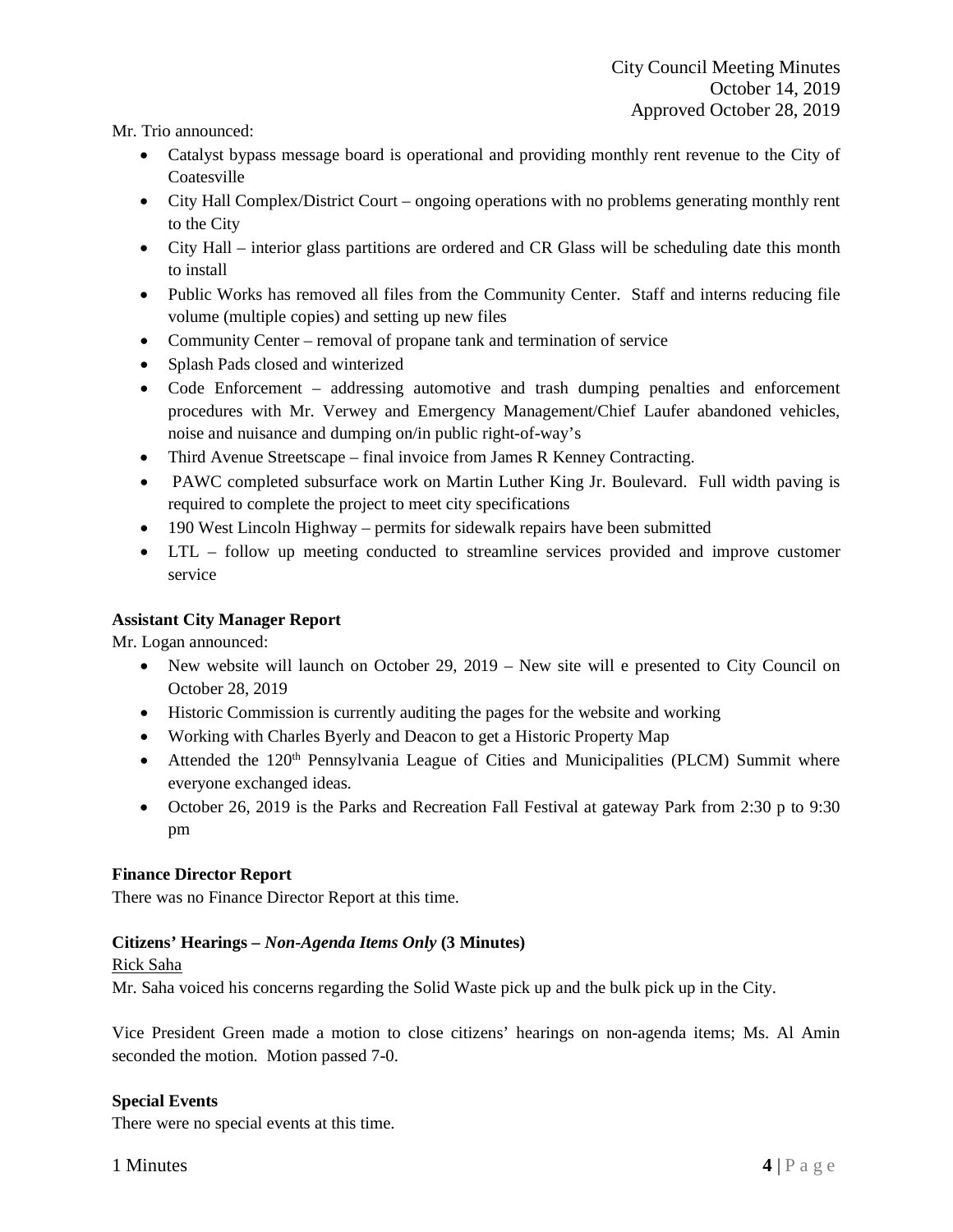Mr. Trio announced:

- Catalyst bypass message board is operational and providing monthly rent revenue to the City of Coatesville
- City Hall Complex/District Court – ongoing operations with no problems generating monthly rent to the City
- City Hall – interior glass partitions are ordered and CR Glass will be scheduling date this month to install
- Public Works has removed all files from the Community Center. Staff and interns reducing file volume (multiple copies) and setting up new files
- Community Center – removal of propane tank and termination of service
- Splash Pads closed and winterized
- Code Enforcement – addressing automotive and trash dumping penalties and enforcement procedures with Mr. Verwey and Emergency Management/Chief Laufer abandoned vehicles, noise and nuisance and dumping on/in public right-of-way's
- Third Avenue Streetscape – final invoice from James R Kenney Contracting.
- PAWC completed subsurface work on Martin Luther King Jr. Boulevard. Full width paving is required to complete the project to meet city specifications
- 190 West Lincoln Highway – permits for sidewalk repairs have been submitted
- LTL – follow up meeting conducted to streamline services provided and improve customer service

**Assistant City Manager Report**

Mr. Logan announced:

- New website will launch on October 29, 2019 – New site will e presented to City Council on October 28, 2019
- Historic Commission is currently auditing the pages for the website and working
- Working with Charles Byerly and Deacon to get a Historic Property Map
- Attended the 120th Pennsylvania League of Cities and Municipalities (PLCM) Summit where everyone exchanged ideas.
- October 26, 2019 is the Parks and Recreation Fall Festival at gateway Park from 2:30 p to 9:30 pm

**Finance Director Report**

There was no Finance Director Report at this time.

**Citizens' Hearings –** ***Non-Agenda Items Only*** **(3 Minutes)**

Rick Saha

Mr. Saha voiced his concerns regarding the Solid Waste pick up and the bulk pick up in the City.

Vice President Green made a motion to close citizens' hearings on non-agenda items; Ms. Al Amin seconded the motion. Motion passed 7-0.

**Special Events**

There were no special events at this time.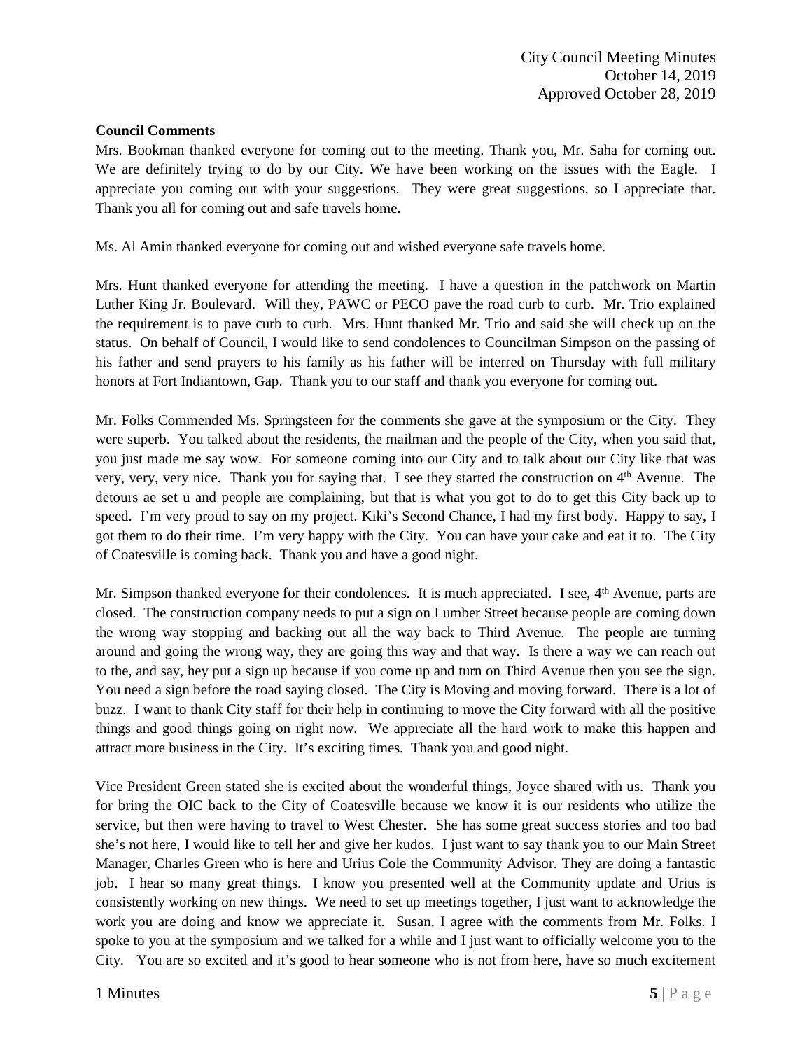**Council Comments**

Mrs. Bookman thanked everyone for coming out to the meeting. Thank you, Mr. Saha for coming out. We are definitely trying to do by our City. We have been working on the issues with the Eagle. I appreciate you coming out with your suggestions. They were great suggestions, so I appreciate that. Thank you all for coming out and safe travels home.

Ms. Al Amin thanked everyone for coming out and wished everyone safe travels home.

Mrs. Hunt thanked everyone for attending the meeting. I have a question in the patchwork on Martin Luther King Jr. Boulevard. Will they, PAWC or PECO pave the road curb to curb. Mr. Trio explained the requirement is to pave curb to curb. Mrs. Hunt thanked Mr. Trio and said she will check up on the status. On behalf of Council, I would like to send condolences to Councilman Simpson on the passing of his father and send prayers to his family as his father will be interred on Thursday with full military honors at Fort Indiantown, Gap. Thank you to our staff and thank you everyone for coming out.

Mr. Folks Commended Ms. Springsteen for the comments she gave at the symposium or the City. They were superb. You talked about the residents, the mailman and the people of the City, when you said that, you just made me say wow. For someone coming into our City and to talk about our City like that was very, very, very nice. Thank you for saying that. I see they started the construction on 4th Avenue. The detours ae set u and people are complaining, but that is what you got to do to get this City back up to speed. I'm very proud to say on my project. Kiki's Second Chance, I had my first body. Happy to say, I got them to do their time. I'm very happy with the City. You can have your cake and eat it to. The City of Coatesville is coming back. Thank you and have a good night.

Mr. Simpson thanked everyone for their condolences. It is much appreciated. I see, 4th Avenue, parts are closed. The construction company needs to put a sign on Lumber Street because people are coming down the wrong way stopping and backing out all the way back to Third Avenue. The people are turning around and going the wrong way, they are going this way and that way. Is there a way we can reach out to the, and say, hey put a sign up because if you come up and turn on Third Avenue then you see the sign. You need a sign before the road saying closed. The City is Moving and moving forward. There is a lot of buzz. I want to thank City staff for their help in continuing to move the City forward with all the positive things and good things going on right now. We appreciate all the hard work to make this happen and attract more business in the City. It's exciting times. Thank you and good night.

Vice President Green stated she is excited about the wonderful things, Joyce shared with us. Thank you for bring the OIC back to the City of Coatesville because we know it is our residents who utilize the service, but then were having to travel to West Chester. She has some great success stories and too bad she's not here, I would like to tell her and give her kudos. I just want to say thank you to our Main Street Manager, Charles Green who is here and Urius Cole the Community Advisor. They are doing a fantastic job. I hear so many great things. I know you presented well at the Community update and Urius is consistently working on new things. We need to set up meetings together, I just want to acknowledge the work you are doing and know we appreciate it. Susan, I agree with the comments from Mr. Folks. I spoke to you at the symposium and we talked for a while and I just want to officially welcome you to the City. You are so excited and it's good to hear someone who is not from here, have so much excitement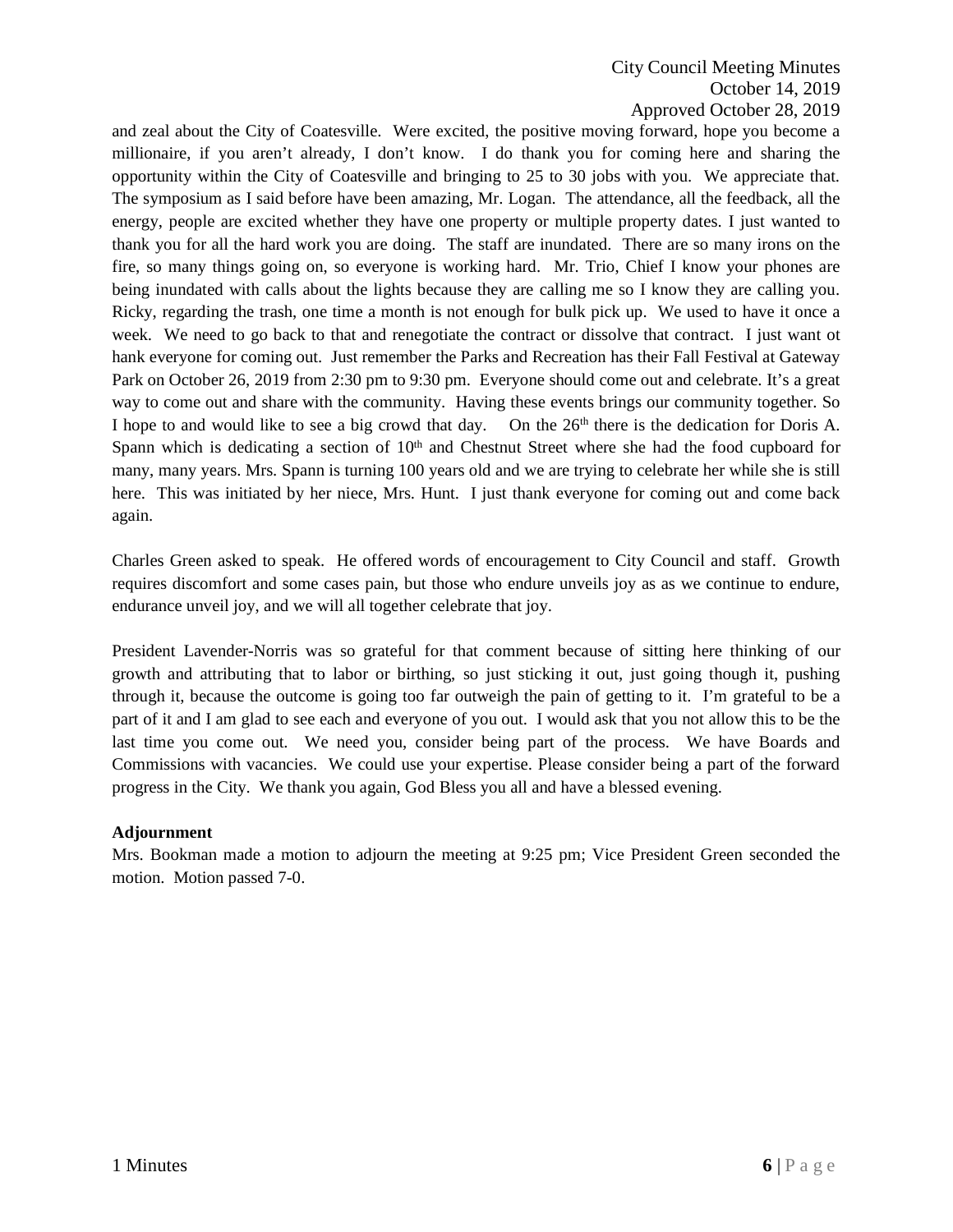and zeal about the City of Coatesville. Were excited, the positive moving forward, hope you become a millionaire, if you aren't already, I don't know. I do thank you for coming here and sharing the opportunity within the City of Coatesville and bringing to 25 to 30 jobs with you. We appreciate that. The symposium as I said before have been amazing, Mr. Logan. The attendance, all the feedback, all the energy, people are excited whether they have one property or multiple property dates. I just wanted to thank you for all the hard work you are doing. The staff are inundated. There are so many irons on the fire, so many things going on, so everyone is working hard. Mr. Trio, Chief I know your phones are being inundated with calls about the lights because they are calling me so I know they are calling you. Ricky, regarding the trash, one time a month is not enough for bulk pick up. We used to have it once a week. We need to go back to that and renegotiate the contract or dissolve that contract. I just want ot hank everyone for coming out. Just remember the Parks and Recreation has their Fall Festival at Gateway Park on October 26, 2019 from 2:30 pm to 9:30 pm. Everyone should come out and celebrate. It's a great way to come out and share with the community. Having these events brings our community together. So I hope to and would like to see a big crowd that day. On the 26th there is the dedication for Doris A. Spann which is dedicating a section of 10th and Chestnut Street where she had the food cupboard for many, many years. Mrs. Spann is turning 100 years old and we are trying to celebrate her while she is still here. This was initiated by her niece, Mrs. Hunt. I just thank everyone for coming out and come back again.

Charles Green asked to speak. He offered words of encouragement to City Council and staff. Growth requires discomfort and some cases pain, but those who endure unveils joy as as we continue to endure, endurance unveil joy, and we will all together celebrate that joy.

President Lavender-Norris was so grateful for that comment because of sitting here thinking of our growth and attributing that to labor or birthing, so just sticking it out, just going though it, pushing through it, because the outcome is going too far outweigh the pain of getting to it. I'm grateful to be a part of it and I am glad to see each and everyone of you out. I would ask that you not allow this to be the last time you come out. We need you, consider being part of the process. We have Boards and Commissions with vacancies. We could use your expertise. Please consider being a part of the forward progress in the City. We thank you again, God Bless you all and have a blessed evening.

**Adjournment**

Mrs. Bookman made a motion to adjourn the meeting at 9:25 pm; Vice President Green seconded the motion. Motion passed 7-0.